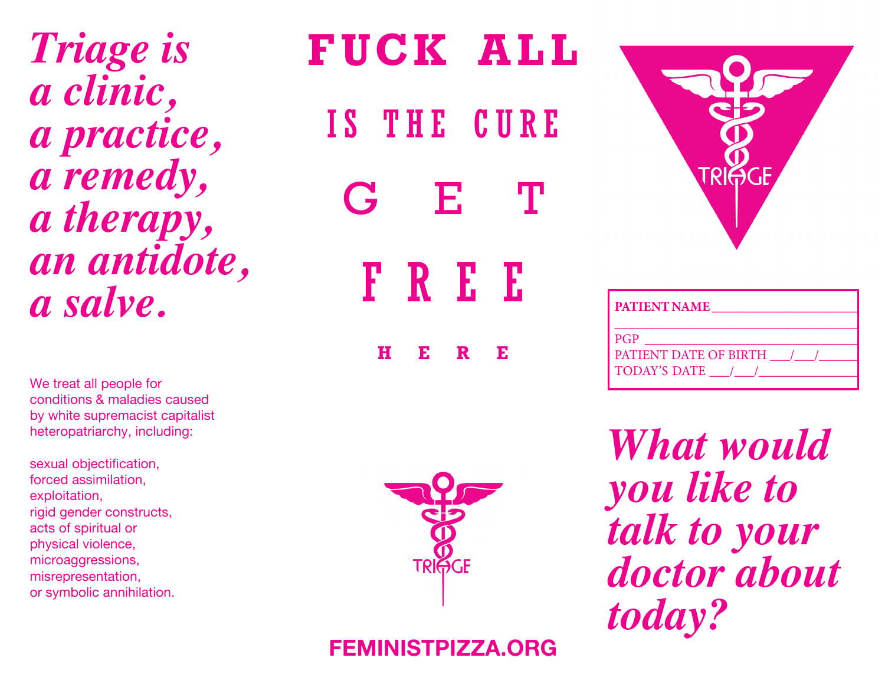# *Triage is a clinic, a practice, a remedy, a therapy, an antidote, a salve.*

We treat all people for conditions & maladies caused by white supremacist capitalist heteropatriarchy, including:

sexual objectification,
forced assimilation,
exploitation,
rigid gender constructs,
acts of spiritual or physical violence,
microaggressions,
misrepresentation,
or symbolic annihilation.

# FUCK ALL

## IS THE CURE

## G E T

## F R E E

### H E R E

TRIAGE

**FEMINISTPIZZA.ORG**

TRIAGE

**PATIENT NAME** ______________________
______________________________________
PGP ___________________________________
PATIENT DATE OF BIRTH ___/___/______
TODAY'S DATE ___/___/______________

# *What would you like to talk to your doctor about today?*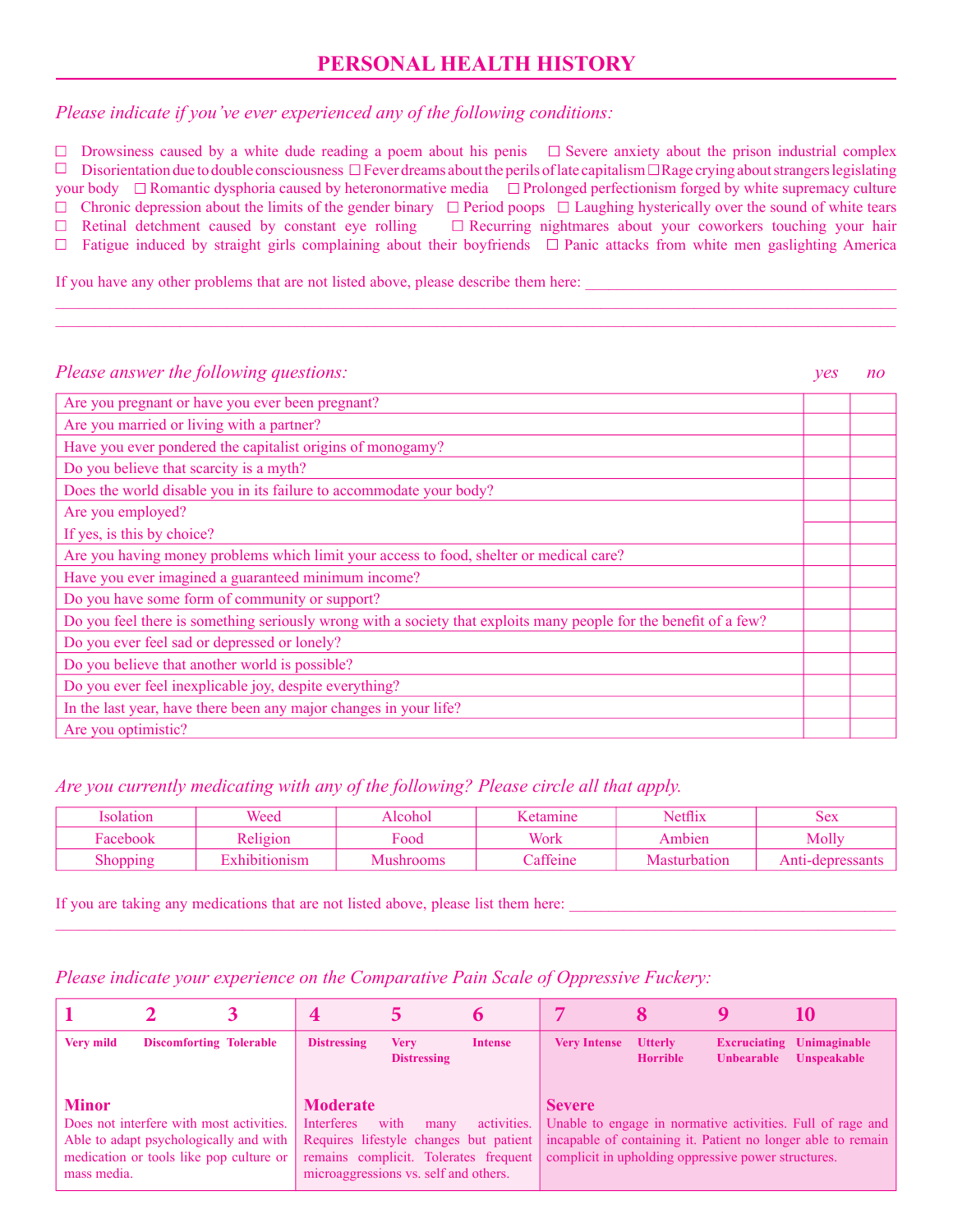# PERSONAL HEALTH HISTORY

*Please indicate if you've ever experienced any of the following conditions:*

☐ Drowsiness caused by a white dude reading a poem about his penis ☐ Severe anxiety about the prison industrial complex ☐ Disorientation due to double consciousness ☐ Fever dreams about the perils of late capitalism ☐ Rage crying about strangers legislating your body ☐ Romantic dysphoria caused by heteronormative media ☐ Prolonged perfectionism forged by white supremacy culture ☐ Chronic depression about the limits of the gender binary ☐ Period poops ☐ Laughing hysterically over the sound of white tears ☐ Retinal detchment caused by constant eye rolling ☐ Recurring nightmares about your coworkers touching your hair ☐ Fatigue induced by straight girls complaining about their boyfriends ☐ Panic attacks from white men gaslighting America

If you have any other problems that are not listed above, please describe them here: ______________________________________

_____________________________________________________________________________

_____________________________________________________________________________

*Please answer the following questions:*

| | *yes* | *no* |
|---|---|---|
| Are you pregnant or have you ever been pregnant? | | |
| Are you married or living with a partner? | | |
| Have you ever pondered the capitalist origins of monogamy? | | |
| Do you believe that scarcity is a myth? | | |
| Does the world disable you in its failure to accommodate your body? | | |
| Are you employed? | | |
| If yes, is this by choice? | | |
| Are you having money problems which limit your access to food, shelter or medical care? | | |
| Have you ever imagined a guaranteed minimum income? | | |
| Do you have some form of community or support? | | |
| Do you feel there is something seriously wrong with a society that exploits many people for the benefit of a few? | | |
| Do you ever feel sad or depressed or lonely? | | |
| Do you believe that another world is possible? | | |
| Do you ever feel inexplicable joy, despite everything? | | |
| In the last year, have there been any major changes in your life? | | |
| Are you optimistic? | | |

*Are you currently medicating with any of the following? Please circle all that apply.*

| | | | | | |
|---|---|---|---|---|---|
| Isolation | Weed | Alcohol | Ketamine | Netflix | Sex |
| Facebook | Religion | Food | Work | Ambien | Molly |
| Shopping | Exhibitionism | Mushrooms | Caffeine | Masturbation | Anti-depressants |

If you are taking any medications that are not listed above, please list them here: ______________________________________

_____________________________________________________________________________

*Please indicate your experience on the Comparative Pain Scale of Oppressive Fuckery:*

| **1** | **2** | **3** | **4** | **5** | **6** | **7** | **8** | **9** | **10** |
|---|---|---|---|---|---|---|---|---|---|
| **Very mild** | **Discomforting** | **Tolerable** | **Distressing** | **Very Distressing** | **Intense** | **Very Intense** | **Utterly Horrible** | **Excruciating Unbearable** | **Unimaginable Unspeakable** |

**Minor**
Does not interfere with most activities. Able to adapt psychologically and with medication or tools like pop culture or mass media.

**Moderate**
Interferes with many activities. Requires lifestyle changes but patient remains complicit. Tolerates frequent microaggressions vs. self and others.

**Severe**
Unable to engage in normative activities. Full of rage and incapable of containing it. Patient no longer able to remain complicit in upholding oppressive power structures.